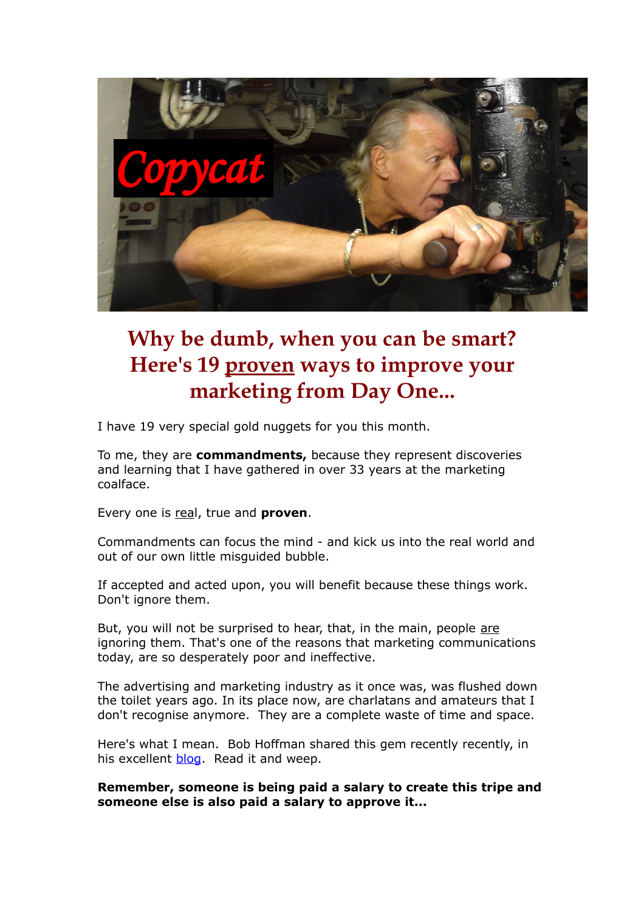# Why be dumb, when you can be smart? Here's 19 proven ways to improve your marketing from Day One...

I have 19 very special gold nuggets for you this month.

To me, they are **commandments,** because they represent discoveries and learning that I have gathered in over 33 years at the marketing coalface.

Every one is real, true and **proven**.

Commandments can focus the mind - and kick us into the real world and out of our own little misguided bubble.

If accepted and acted upon, you will benefit because these things work. Don't ignore them.

But, you will not be surprised to hear, that, in the main, people are ignoring them. That's one of the reasons that marketing communications today, are so desperately poor and ineffective.

The advertising and marketing industry as it once was, was flushed down the toilet years ago. In its place now, are charlatans and amateurs that I don't recognise anymore. They are a complete waste of time and space.

Here's what I mean. Bob Hoffman shared this gem recently recently, in his excellent blog. Read it and weep.

**Remember, someone is being paid a salary to create this tripe and someone else is also paid a salary to approve it...**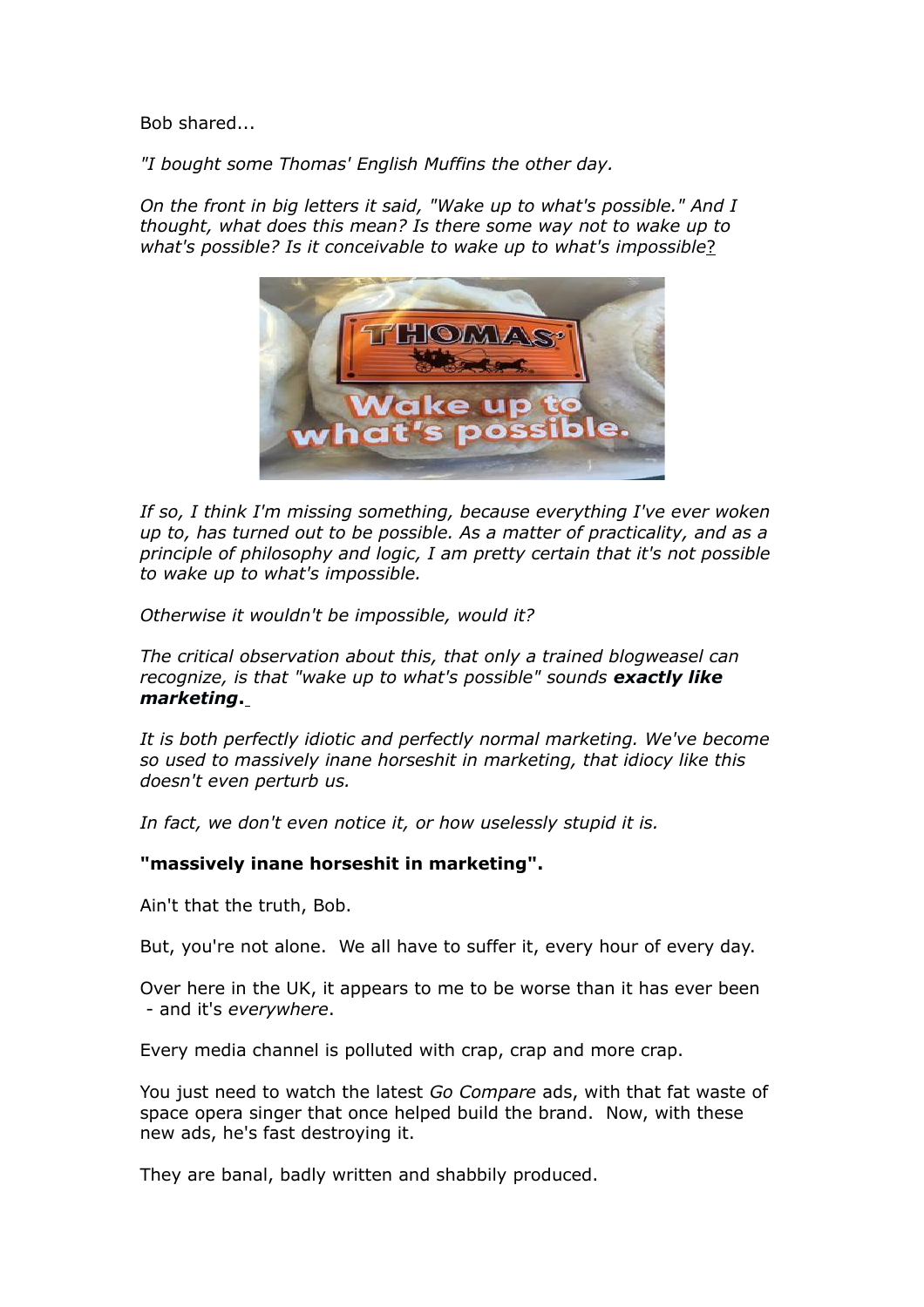Bob shared...

*"I bought some Thomas' English Muffins the other day.*

*On the front in big letters it said, "Wake up to what's possible." And I thought, what does this mean? Is there some way not to wake up to what's possible? Is it conceivable to wake up to what's impossible?*

*If so, I think I'm missing something, because everything I've ever woken up to, has turned out to be possible. As a matter of practicality, and as a principle of philosophy and logic, I am pretty certain that it's not possible to wake up to what's impossible.*

*Otherwise it wouldn't be impossible, would it?*

*The critical observation about this, that only a trained blogweasel can recognize, is that "wake up to what's possible" sounds **exactly like marketing.***

*It is both perfectly idiotic and perfectly normal marketing. We've become so used to massively inane horseshit in marketing, that idiocy like this doesn't even perturb us.*

*In fact, we don't even notice it, or how uselessly stupid it is.*

**"massively inane horseshit in marketing".**

Ain't that the truth, Bob.

But, you're not alone. We all have to suffer it, every hour of every day.

Over here in the UK, it appears to me to be worse than it has ever been - and it's *everywhere*.

Every media channel is polluted with crap, crap and more crap.

You just need to watch the latest *Go Compare* ads, with that fat waste of space opera singer that once helped build the brand. Now, with these new ads, he's fast destroying it.

They are banal, badly written and shabbily produced.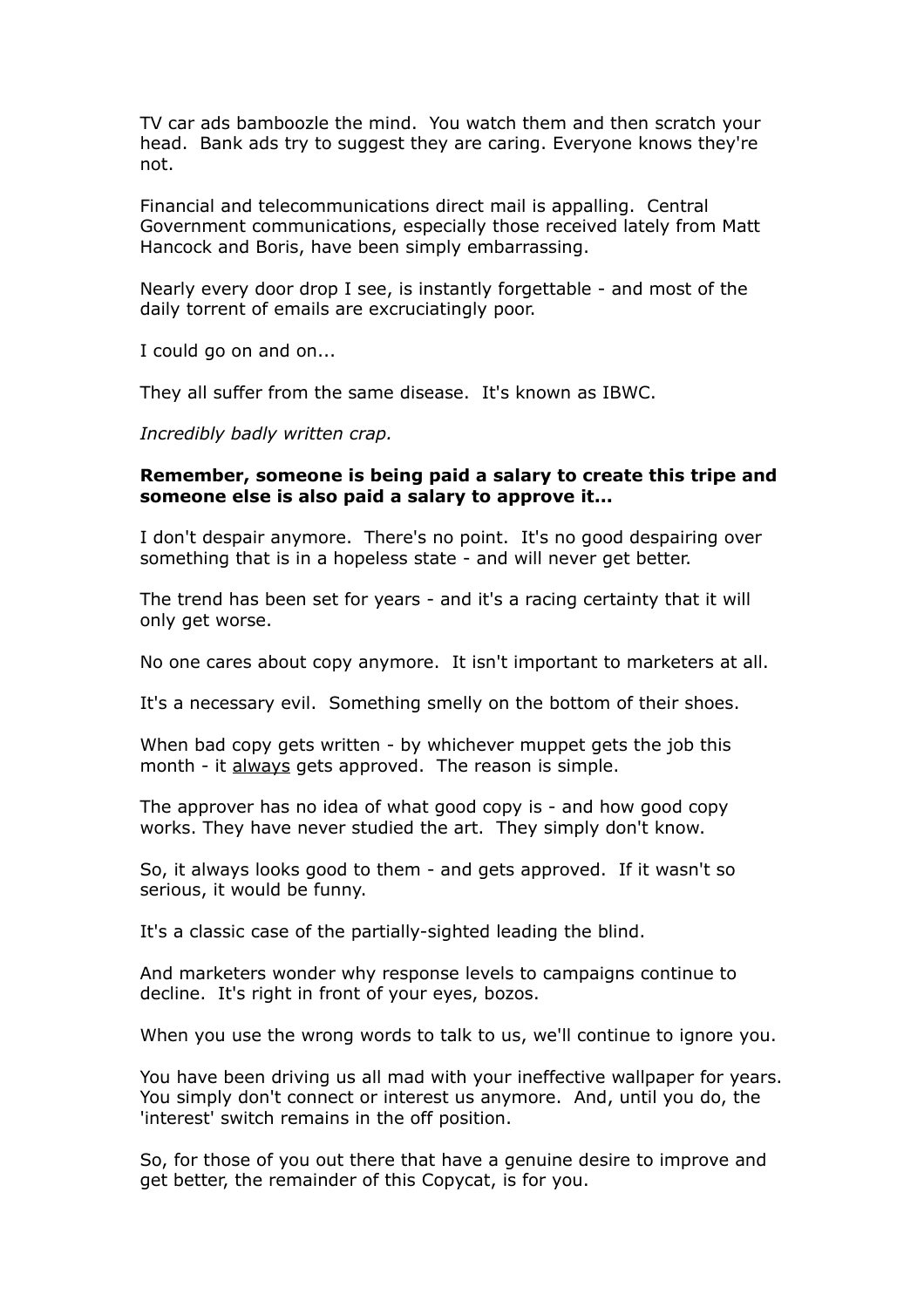TV car ads bamboozle the mind. You watch them and then scratch your head. Bank ads try to suggest they are caring. Everyone knows they're not.

Financial and telecommunications direct mail is appalling. Central Government communications, especially those received lately from Matt Hancock and Boris, have been simply embarrassing.

Nearly every door drop I see, is instantly forgettable - and most of the daily torrent of emails are excruciatingly poor.

I could go on and on...

They all suffer from the same disease. It's known as IBWC.

*Incredibly badly written crap.*

**Remember, someone is being paid a salary to create this tripe and someone else is also paid a salary to approve it...**

I don't despair anymore. There's no point. It's no good despairing over something that is in a hopeless state - and will never get better.

The trend has been set for years - and it's a racing certainty that it will only get worse.

No one cares about copy anymore. It isn't important to marketers at all.

It's a necessary evil. Something smelly on the bottom of their shoes.

When bad copy gets written - by whichever muppet gets the job this month - it <u>always</u> gets approved. The reason is simple.

The approver has no idea of what good copy is - and how good copy works. They have never studied the art. They simply don't know.

So, it always looks good to them - and gets approved. If it wasn't so serious, it would be funny.

It's a classic case of the partially-sighted leading the blind.

And marketers wonder why response levels to campaigns continue to decline. It's right in front of your eyes, bozos.

When you use the wrong words to talk to us, we'll continue to ignore you.

You have been driving us all mad with your ineffective wallpaper for years. You simply don't connect or interest us anymore. And, until you do, the 'interest' switch remains in the off position.

So, for those of you out there that have a genuine desire to improve and get better, the remainder of this Copycat, is for you.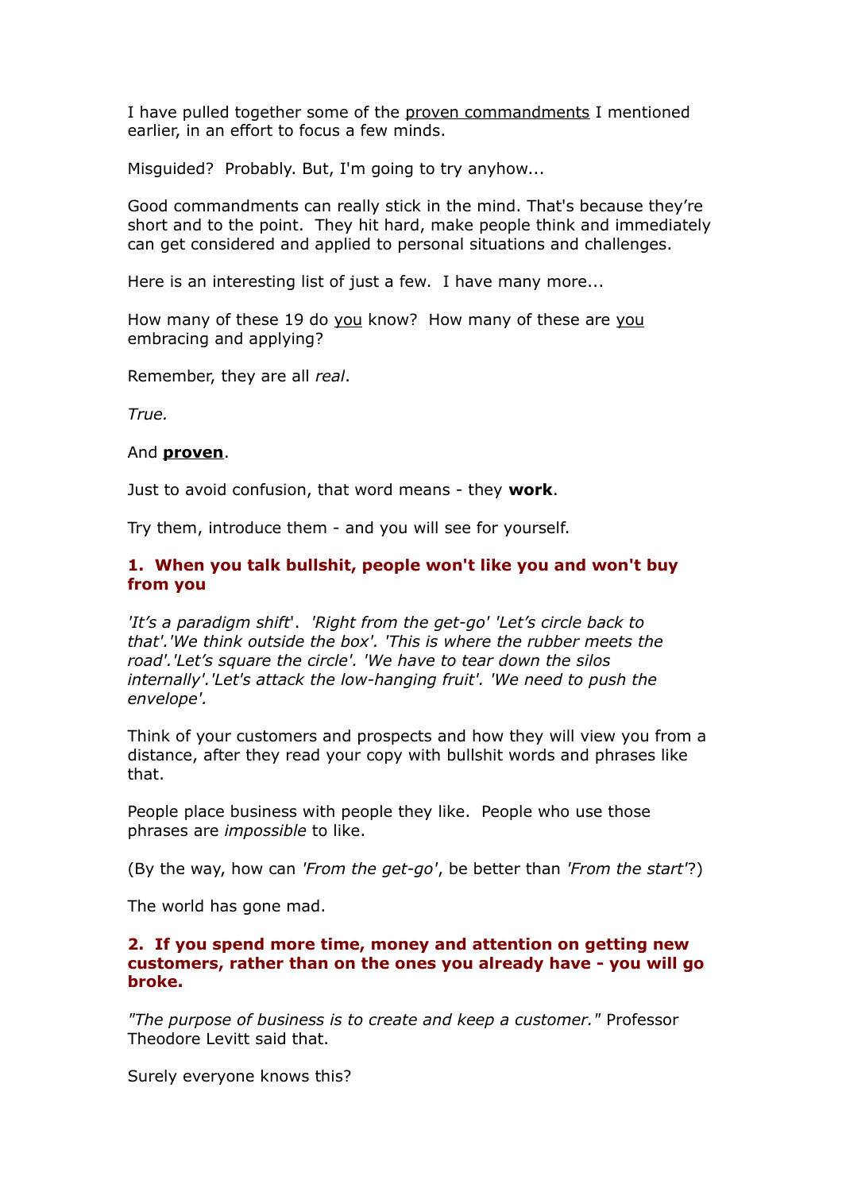I have pulled together some of the proven commandments I mentioned earlier, in an effort to focus a few minds.

Misguided? Probably. But, I'm going to try anyhow...

Good commandments can really stick in the mind. That's because they're short and to the point. They hit hard, make people think and immediately can get considered and applied to personal situations and challenges.

Here is an interesting list of just a few. I have many more...

How many of these 19 do you know? How many of these are you embracing and applying?

Remember, they are all *real*.

*True.*

And **proven**.

Just to avoid confusion, that word means - they **work**.

Try them, introduce them - and you will see for yourself.

### 1. When you talk bullshit, people won't like you and won't buy from you

*'It's a paradigm shift'. 'Right from the get-go' 'Let's circle back to that'.'We think outside the box'. 'This is where the rubber meets the road'.'Let's square the circle'. 'We have to tear down the silos internally'.'Let's attack the low-hanging fruit'. 'We need to push the envelope'.*

Think of your customers and prospects and how they will view you from a distance, after they read your copy with bullshit words and phrases like that.

People place business with people they like. People who use those phrases are *impossible* to like.

(By the way, how can *'From the get-go'*, be better than *'From the start'*?)

The world has gone mad.

### 2. If you spend more time, money and attention on getting new customers, rather than on the ones you already have - you will go broke.

*"The purpose of business is to create and keep a customer."* Professor Theodore Levitt said that.

Surely everyone knows this?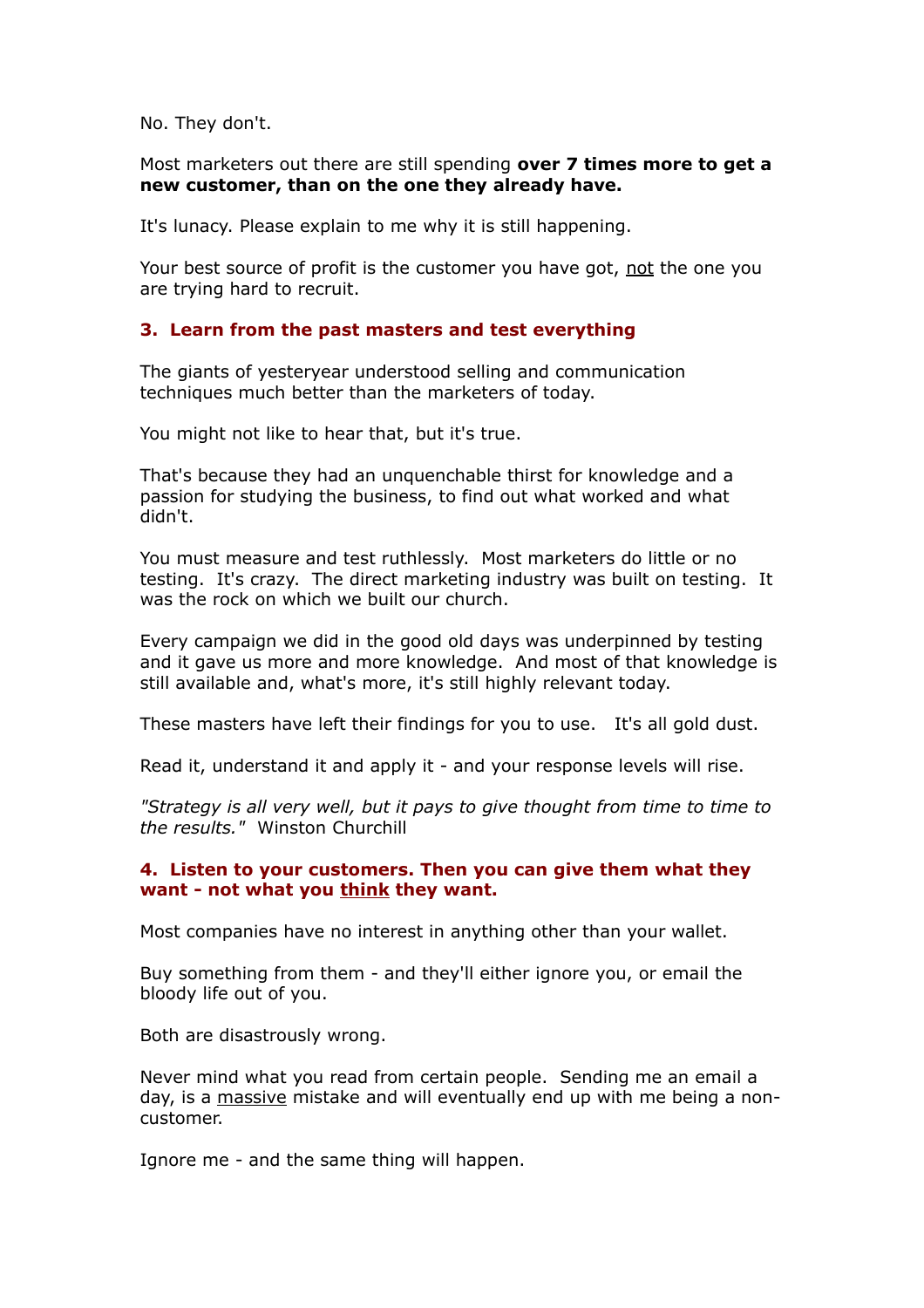No. They don't.

Most marketers out there are still spending **over 7 times more to get a new customer, than on the one they already have.**

It's lunacy. Please explain to me why it is still happening.

Your best source of profit is the customer you have got, <u>not</u> the one you are trying hard to recruit.

### 3. Learn from the past masters and test everything

The giants of yesteryear understood selling and communication techniques much better than the marketers of today.

You might not like to hear that, but it's true.

That's because they had an unquenchable thirst for knowledge and a passion for studying the business, to find out what worked and what didn't.

You must measure and test ruthlessly. Most marketers do little or no testing. It's crazy. The direct marketing industry was built on testing. It was the rock on which we built our church.

Every campaign we did in the good old days was underpinned by testing and it gave us more and more knowledge. And most of that knowledge is still available and, what's more, it's still highly relevant today.

These masters have left their findings for you to use. It's all gold dust.

Read it, understand it and apply it - and your response levels will rise.

*"Strategy is all very well, but it pays to give thought from time to time to the results."* Winston Churchill

### 4. Listen to your customers. Then you can give them what they want - not what you <u>think</u> they want.

Most companies have no interest in anything other than your wallet.

Buy something from them - and they'll either ignore you, or email the bloody life out of you.

Both are disastrously wrong.

Never mind what you read from certain people. Sending me an email a day, is a <u>massive</u> mistake and will eventually end up with me being a non-customer.

Ignore me - and the same thing will happen.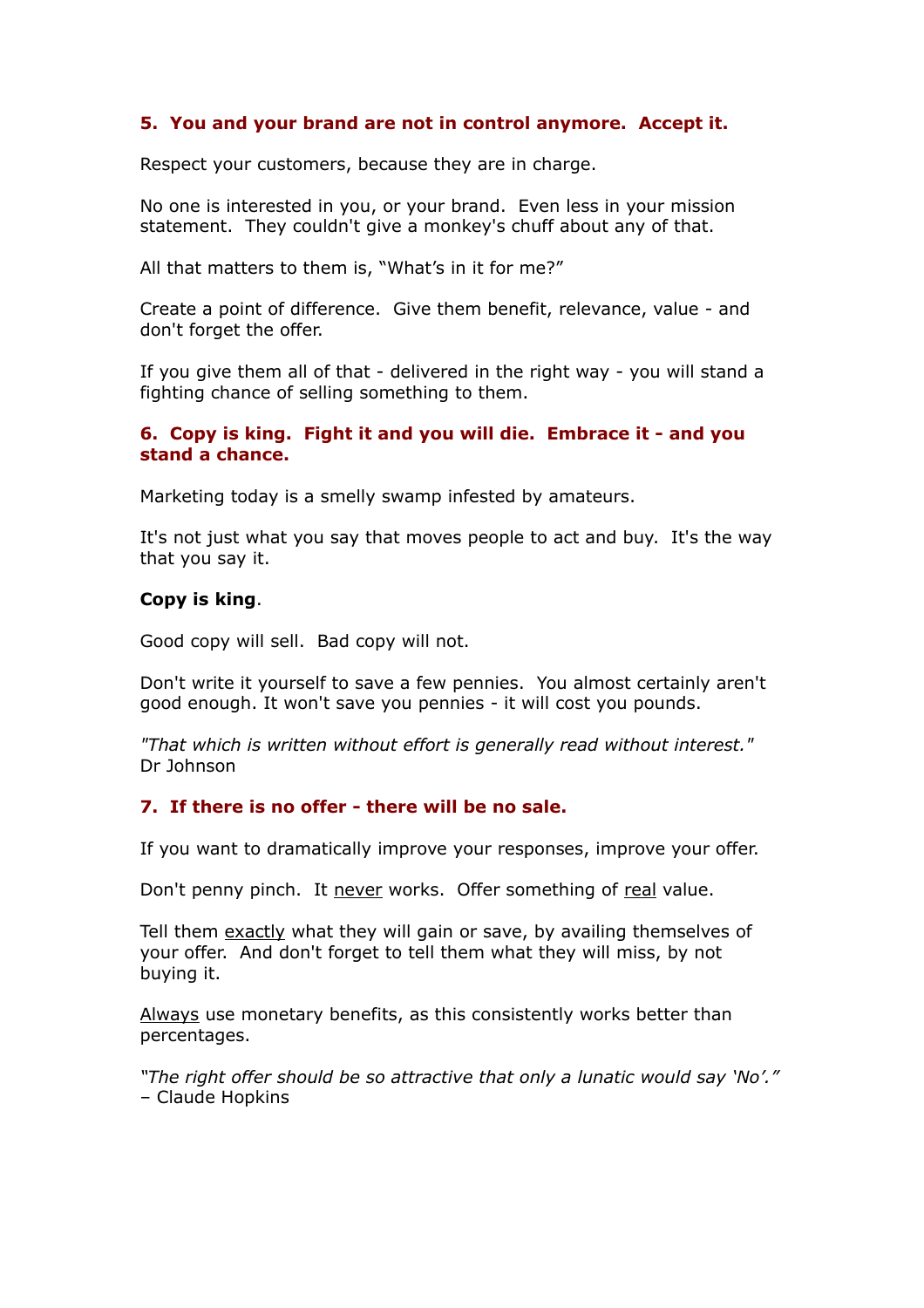### 5. You and your brand are not in control anymore. Accept it.

Respect your customers, because they are in charge.

No one is interested in you, or your brand. Even less in your mission statement. They couldn't give a monkey's chuff about any of that.

All that matters to them is, "What's in it for me?"

Create a point of difference. Give them benefit, relevance, value - and don't forget the offer.

If you give them all of that - delivered in the right way - you will stand a fighting chance of selling something to them.

### 6. Copy is king. Fight it and you will die. Embrace it - and you stand a chance.

Marketing today is a smelly swamp infested by amateurs.

It's not just what you say that moves people to act and buy. It's the way that you say it.

**Copy is king**.

Good copy will sell. Bad copy will not.

Don't write it yourself to save a few pennies. You almost certainly aren't good enough. It won't save you pennies - it will cost you pounds.

*"That which is written without effort is generally read without interest."* Dr Johnson

### 7. If there is no offer - there will be no sale.

If you want to dramatically improve your responses, improve your offer.

Don't penny pinch. It never works. Offer something of real value.

Tell them exactly what they will gain or save, by availing themselves of your offer. And don't forget to tell them what they will miss, by not buying it.

Always use monetary benefits, as this consistently works better than percentages.

*"The right offer should be so attractive that only a lunatic would say 'No'."* – Claude Hopkins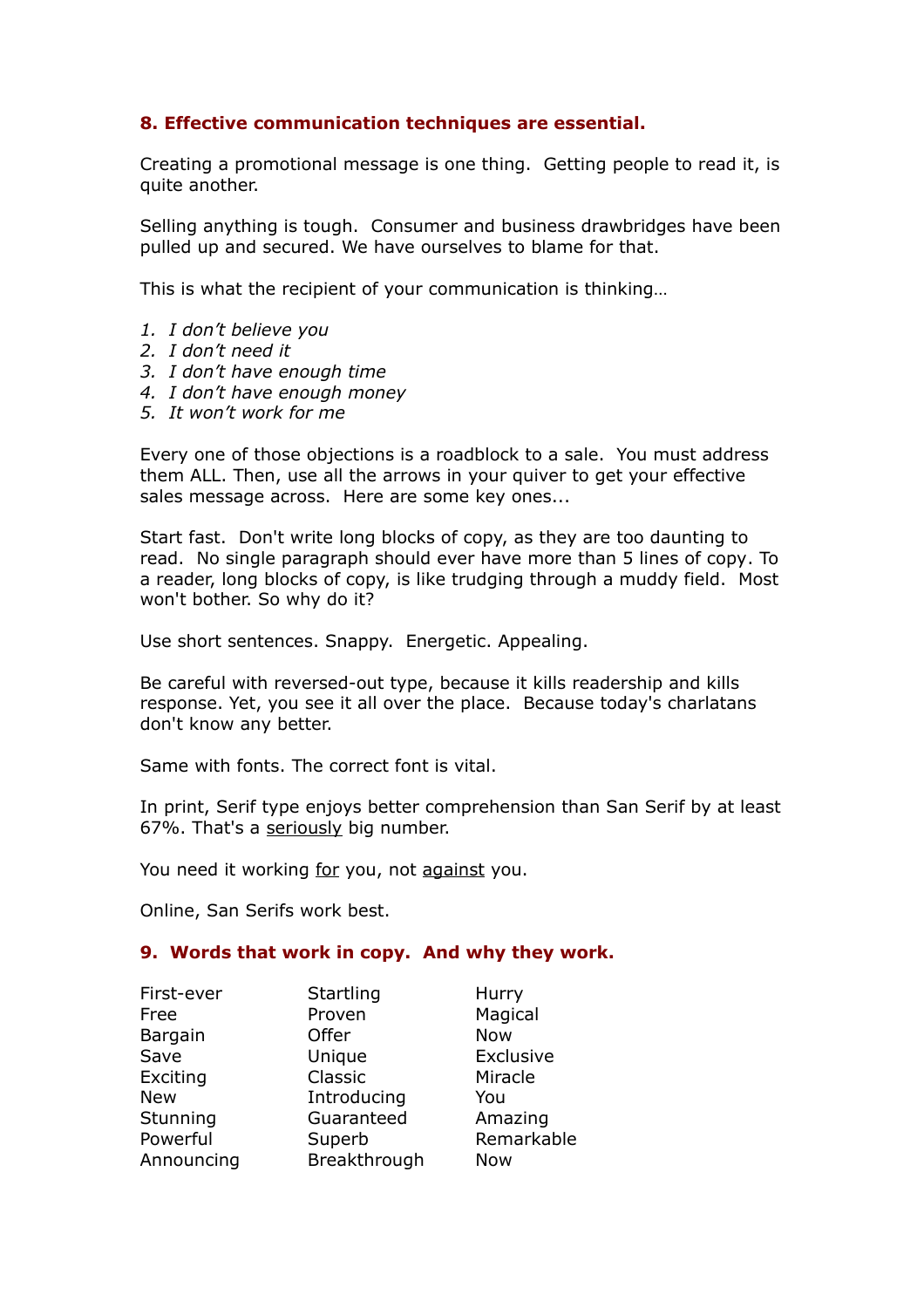### 8. Effective communication techniques are essential.

Creating a promotional message is one thing.  Getting people to read it, is quite another.

Selling anything is tough.  Consumer and business drawbridges have been pulled up and secured. We have ourselves to blame for that.

This is what the recipient of your communication is thinking…

1. *I don't believe you*
2. *I don't need it*
3. *I don't have enough time*
4. *I don't have enough money*
5. *It won't work for me*

Every one of those objections is a roadblock to a sale.  You must address them ALL. Then, use all the arrows in your quiver to get your effective sales message across.  Here are some key ones...

Start fast.  Don't write long blocks of copy, as they are too daunting to read.  No single paragraph should ever have more than 5 lines of copy. To a reader, long blocks of copy, is like trudging through a muddy field.  Most won't bother. So why do it?

Use short sentences. Snappy.  Energetic. Appealing.

Be careful with reversed-out type, because it kills readership and kills response. Yet, you see it all over the place.  Because today's charlatans don't know any better.

Same with fonts. The correct font is vital.

In print, Serif type enjoys better comprehension than San Serif by at least 67%. That's a <u>seriously</u> big number.

You need it working <u>for</u> you, not <u>against</u> you.

Online, San Serifs work best.

### 9.  Words that work in copy.  And why they work.

| | | |
|---|---|---|
| First-ever | Startling | Hurry |
| Free | Proven | Magical |
| Bargain | Offer | Now |
| Save | Unique | Exclusive |
| Exciting | Classic | Miracle |
| New | Introducing | You |
| Stunning | Guaranteed | Amazing |
| Powerful | Superb | Remarkable |
| Announcing | Breakthrough | Now |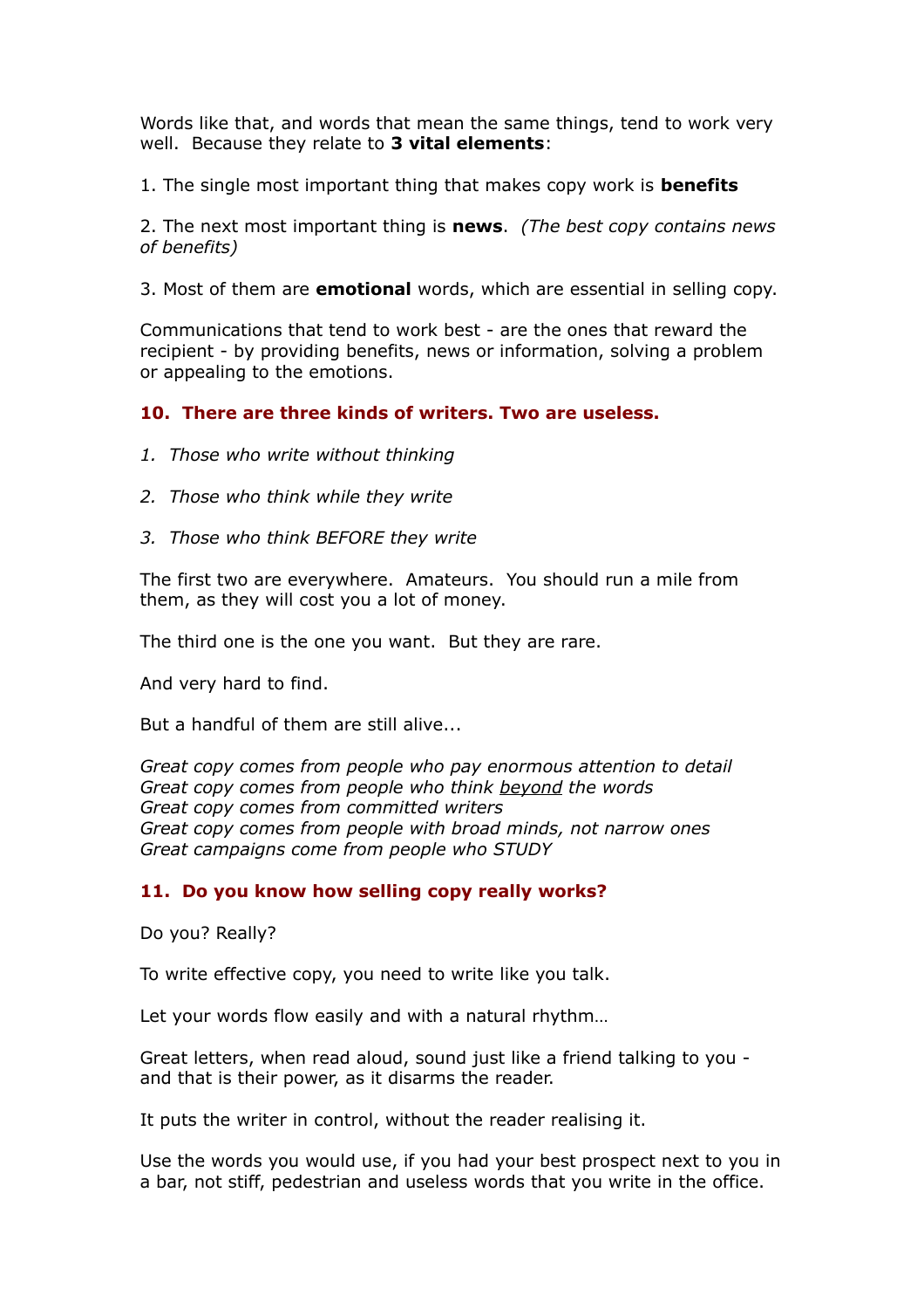Words like that, and words that mean the same things, tend to work very well. Because they relate to **3 vital elements**:

1. The single most important thing that makes copy work is **benefits**

2. The next most important thing is **news**. *(The best copy contains news of benefits)*

3. Most of them are **emotional** words, which are essential in selling copy.

Communications that tend to work best - are the ones that reward the recipient - by providing benefits, news or information, solving a problem or appealing to the emotions.

### 10. There are three kinds of writers. Two are useless.

*1. Those who write without thinking*

*2. Those who think while they write*

*3. Those who think BEFORE they write*

The first two are everywhere. Amateurs. You should run a mile from them, as they will cost you a lot of money.

The third one is the one you want. But they are rare.

And very hard to find.

But a handful of them are still alive...

*Great copy comes from people who pay enormous attention to detail*
*Great copy comes from people who think <u>beyond</u> the words*
*Great copy comes from committed writers*
*Great copy comes from people with broad minds, not narrow ones*
*Great campaigns come from people who STUDY*

### 11. Do you know how selling copy really works?

Do you? Really?

To write effective copy, you need to write like you talk.

Let your words flow easily and with a natural rhythm…

Great letters, when read aloud, sound just like a friend talking to you - and that is their power, as it disarms the reader.

It puts the writer in control, without the reader realising it.

Use the words you would use, if you had your best prospect next to you in a bar, not stiff, pedestrian and useless words that you write in the office.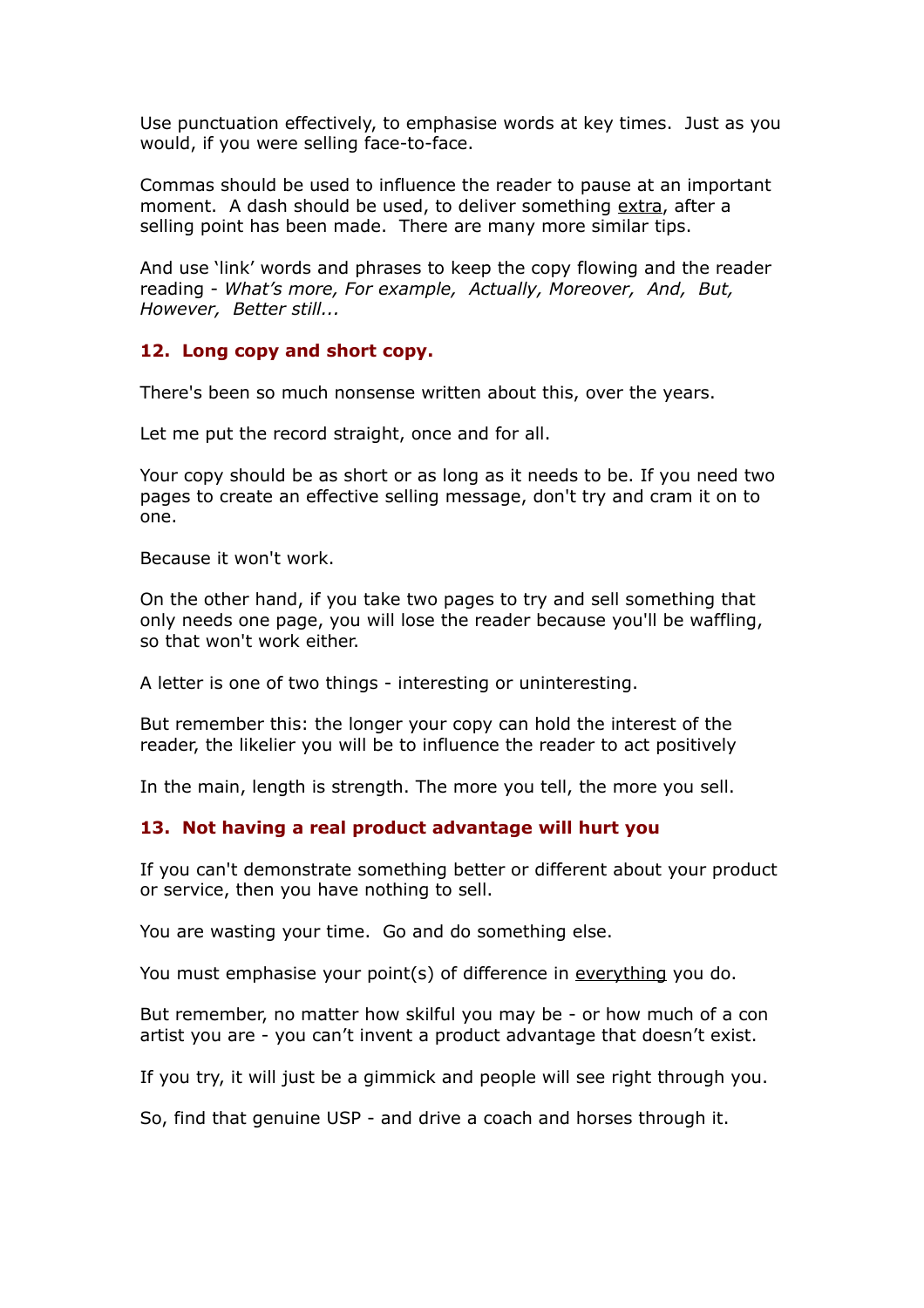Use punctuation effectively, to emphasise words at key times.  Just as you would, if you were selling face-to-face.

Commas should be used to influence the reader to pause at an important moment.  A dash should be used, to deliver something extra, after a selling point has been made.  There are many more similar tips.

And use 'link' words and phrases to keep the copy flowing and the reader reading - *What's more, For example, Actually, Moreover, And, But, However, Better still...*

### 12. Long copy and short copy.

There's been so much nonsense written about this, over the years.

Let me put the record straight, once and for all.

Your copy should be as short or as long as it needs to be. If you need two pages to create an effective selling message, don't try and cram it on to one.

Because it won't work.

On the other hand, if you take two pages to try and sell something that only needs one page, you will lose the reader because you'll be waffling, so that won't work either.

A letter is one of two things - interesting or uninteresting.

But remember this: the longer your copy can hold the interest of the reader, the likelier you will be to influence the reader to act positively

In the main, length is strength. The more you tell, the more you sell.

### 13. Not having a real product advantage will hurt you

If you can't demonstrate something better or different about your product or service, then you have nothing to sell.

You are wasting your time.  Go and do something else.

You must emphasise your point(s) of difference in everything you do.

But remember, no matter how skilful you may be - or how much of a con artist you are - you can't invent a product advantage that doesn't exist.

If you try, it will just be a gimmick and people will see right through you.

So, find that genuine USP - and drive a coach and horses through it.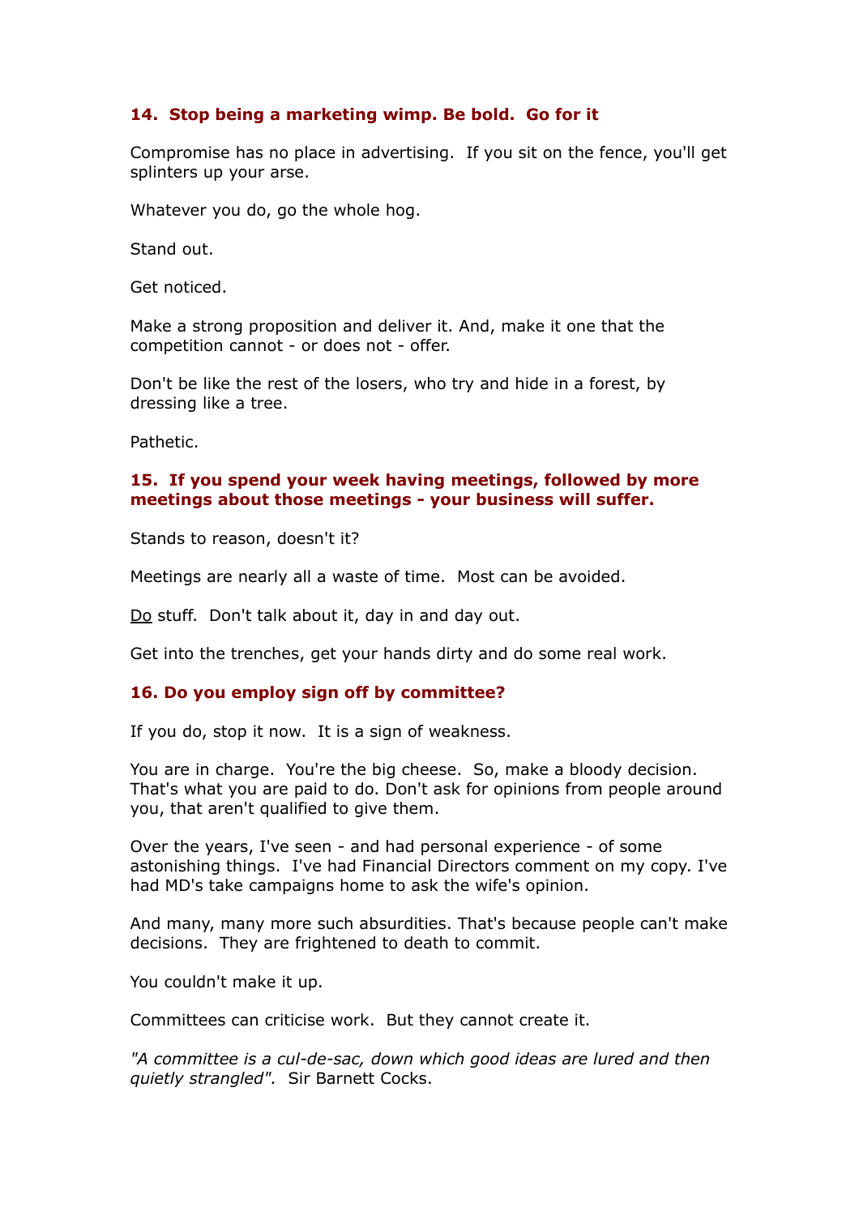### 14. Stop being a marketing wimp. Be bold. Go for it

Compromise has no place in advertising. If you sit on the fence, you'll get splinters up your arse.

Whatever you do, go the whole hog.

Stand out.

Get noticed.

Make a strong proposition and deliver it. And, make it one that the competition cannot - or does not - offer.

Don't be like the rest of the losers, who try and hide in a forest, by dressing like a tree.

Pathetic.

### 15. If you spend your week having meetings, followed by more meetings about those meetings - your business will suffer.

Stands to reason, doesn't it?

Meetings are nearly all a waste of time. Most can be avoided.

<u>Do</u> stuff. Don't talk about it, day in and day out.

Get into the trenches, get your hands dirty and do some real work.

### 16. Do you employ sign off by committee?

If you do, stop it now. It is a sign of weakness.

You are in charge. You're the big cheese. So, make a bloody decision. That's what you are paid to do. Don't ask for opinions from people around you, that aren't qualified to give them.

Over the years, I've seen - and had personal experience - of some astonishing things. I've had Financial Directors comment on my copy. I've had MD's take campaigns home to ask the wife's opinion.

And many, many more such absurdities. That's because people can't make decisions. They are frightened to death to commit.

You couldn't make it up.

Committees can criticise work. But they cannot create it.

*"A committee is a cul-de-sac, down which good ideas are lured and then quietly strangled".* Sir Barnett Cocks.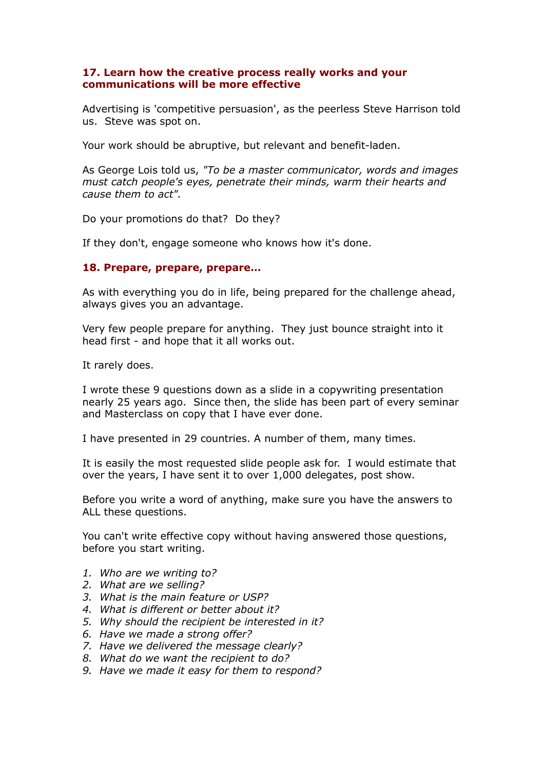### 17. Learn how the creative process really works and your communications will be more effective

Advertising is 'competitive persuasion', as the peerless Steve Harrison told us. Steve was spot on.

Your work should be abruptive, but relevant and benefit-laden.

As George Lois told us, *"To be a master communicator, words and images must catch people's eyes, penetrate their minds, warm their hearts and cause them to act".*

Do your promotions do that? Do they?

If they don't, engage someone who knows how it's done.

### 18. Prepare, prepare, prepare...

As with everything you do in life, being prepared for the challenge ahead, always gives you an advantage.

Very few people prepare for anything. They just bounce straight into it head first - and hope that it all works out.

It rarely does.

I wrote these 9 questions down as a slide in a copywriting presentation nearly 25 years ago. Since then, the slide has been part of every seminar and Masterclass on copy that I have ever done.

I have presented in 29 countries. A number of them, many times.

It is easily the most requested slide people ask for. I would estimate that over the years, I have sent it to over 1,000 delegates, post show.

Before you write a word of anything, make sure you have the answers to ALL these questions.

You can't write effective copy without having answered those questions, before you start writing.

1. *Who are we writing to?*
2. *What are we selling?*
3. *What is the main feature or USP?*
4. *What is different or better about it?*
5. *Why should the recipient be interested in it?*
6. *Have we made a strong offer?*
7. *Have we delivered the message clearly?*
8. *What do we want the recipient to do?*
9. *Have we made it easy for them to respond?*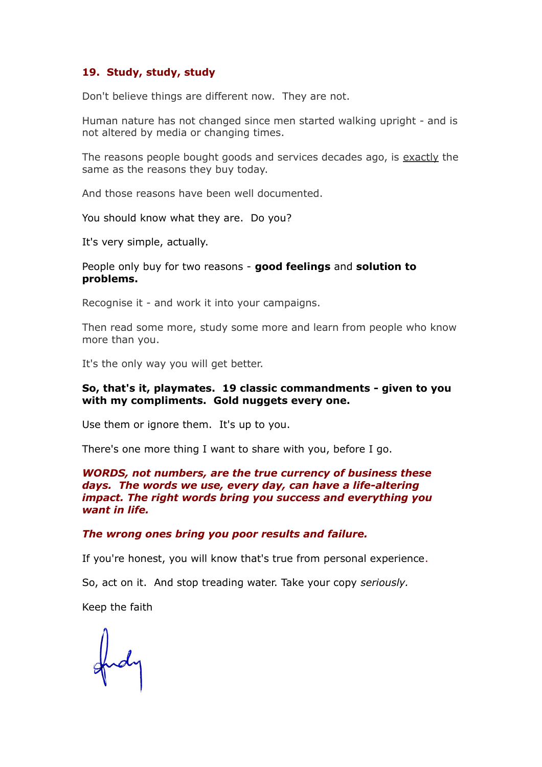### 19. Study, study, study

Don't believe things are different now. They are not.

Human nature has not changed since men started walking upright - and is not altered by media or changing times.

The reasons people bought goods and services decades ago, is exactly the same as the reasons they buy today.

And those reasons have been well documented.

You should know what they are. Do you?

It's very simple, actually.

People only buy for two reasons - **good feelings** and **solution to problems.**

Recognise it - and work it into your campaigns.

Then read some more, study some more and learn from people who know more than you.

It's the only way you will get better.

**So, that's it, playmates. 19 classic commandments - given to you with my compliments. Gold nuggets every one.**

Use them or ignore them. It's up to you.

There's one more thing I want to share with you, before I go.

***WORDS, not numbers, are the true currency of business these days. The words we use, every day, can have a life-altering impact. The right words bring you success and everything you want in life.***

***The wrong ones bring you poor results and failure.***

If you're honest, you will know that's true from personal experience.

So, act on it. And stop treading water. Take your copy *seriously.*

Keep the faith

Andy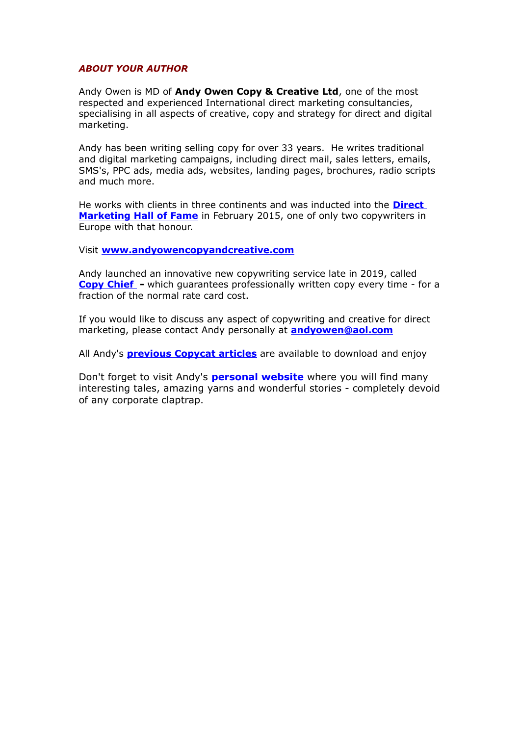### *ABOUT YOUR AUTHOR*

Andy Owen is MD of **Andy Owen Copy & Creative Ltd**, one of the most respected and experienced International direct marketing consultancies, specialising in all aspects of creative, copy and strategy for direct and digital marketing.

Andy has been writing selling copy for over 33 years. He writes traditional and digital marketing campaigns, including direct mail, sales letters, emails, SMS's, PPC ads, media ads, websites, landing pages, brochures, radio scripts and much more.

He works with clients in three continents and was inducted into the **Direct Marketing Hall of Fame** in February 2015, one of only two copywriters in Europe with that honour.

Visit **www.andyowencopyandcreative.com**

Andy launched an innovative new copywriting service late in 2019, called **Copy Chief** **-** which guarantees professionally written copy every time - for a fraction of the normal rate card cost.

If you would like to discuss any aspect of copywriting and creative for direct marketing, please contact Andy personally at **andyowen@aol.com**

All Andy's **previous Copycat articles** are available to download and enjoy

Don't forget to visit Andy's **personal website** where you will find many interesting tales, amazing yarns and wonderful stories - completely devoid of any corporate claptrap.